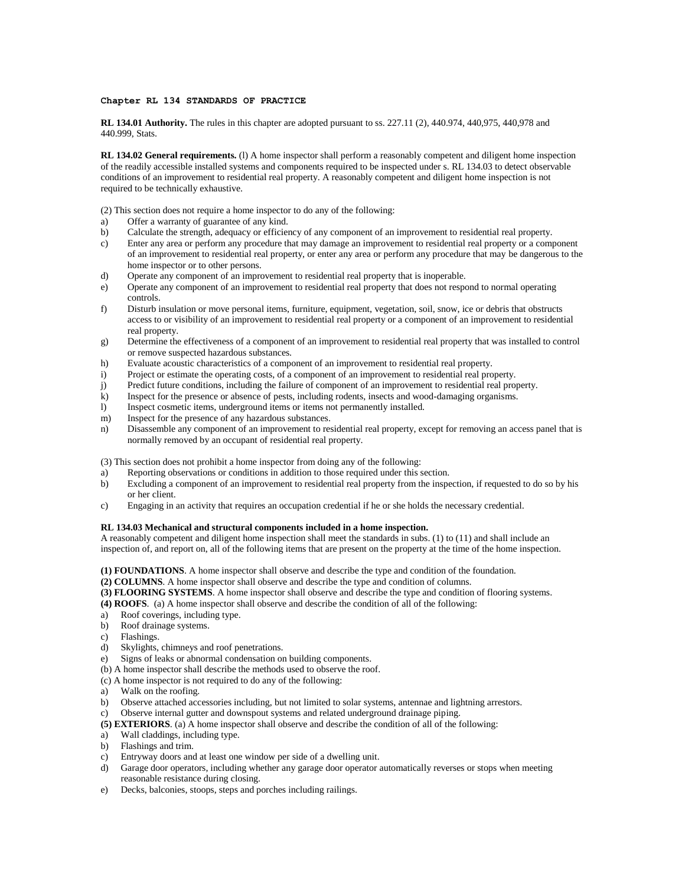**Chapter RL 134 STANDARDS OF PRACTICE**

**RL 134.01 Authority.** The rules in this chapter are adopted pursuant to ss. 227.11 (2), 440.974, 440,975, 440,978 and 440.999, Stats.

**RL 134.02 General requirements.** (l) A home inspector shall perform a reasonably competent and diligent home inspection of the readily accessible installed systems and components required to be inspected under s. RL 134.03 to detect observable conditions of an improvement to residential real property. A reasonably competent and diligent home inspection is not required to be technically exhaustive.

(2) This section does not require a home inspector to do any of the following:

a) Offer a warranty of guarantee of any kind.
b) Calculate the strength, adequacy or efficiency of any component of an improvement to residential real property.
c) Enter any area or perform any procedure that may damage an improvement to residential real property or a component of an improvement to residential real property, or enter any area or perform any procedure that may be dangerous to the home inspector or to other persons.
d) Operate any component of an improvement to residential real property that is inoperable.
e) Operate any component of an improvement to residential real property that does not respond to normal operating controls.
f) Disturb insulation or move personal items, furniture, equipment, vegetation, soil, snow, ice or debris that obstructs access to or visibility of an improvement to residential real property or a component of an improvement to residential real property.
g) Determine the effectiveness of a component of an improvement to residential real property that was installed to control or remove suspected hazardous substances.
h) Evaluate acoustic characteristics of a component of an improvement to residential real property.
i) Project or estimate the operating costs, of a component of an improvement to residential real property.
j) Predict future conditions, including the failure of component of an improvement to residential real property.
k) Inspect for the presence or absence of pests, including rodents, insects and wood-damaging organisms.
l) Inspect cosmetic items, underground items or items not permanently installed.
m) Inspect for the presence of any hazardous substances.
n) Disassemble any component of an improvement to residential real property, except for removing an access panel that is normally removed by an occupant of residential real property.

(3) This section does not prohibit a home inspector from doing any of the following:

a) Reporting observations or conditions in addition to those required under this section.
b) Excluding a component of an improvement to residential real property from the inspection, if requested to do so by his or her client.
c) Engaging in an activity that requires an occupation credential if he or she holds the necessary credential.

**RL 134.03 Mechanical and structural components included in a home inspection.**
A reasonably competent and diligent home inspection shall meet the standards in subs. (1) to (11) and shall include an inspection of, and report on, all of the following items that are present on the property at the time of the home inspection.

**(1) FOUNDATIONS**. A home inspector shall observe and describe the type and condition of the foundation.
**(2) COLUMNS**. A home inspector shall observe and describe the type and condition of columns.
**(3) FLOORING SYSTEMS**. A home inspector shall observe and describe the type and condition of flooring systems.
**(4) ROOFS**. (a) A home inspector shall observe and describe the condition of all of the following:

a) Roof coverings, including type.
b) Roof drainage systems.
c) Flashings.
d) Skylights, chimneys and roof penetrations.
e) Signs of leaks or abnormal condensation on building components.

(b) A home inspector shall describe the methods used to observe the roof.
(c) A home inspector is not required to do any of the following:

a) Walk on the roofing.
b) Observe attached accessories including, but not limited to solar systems, antennae and lightning arrestors.
c) Observe internal gutter and downspout systems and related underground drainage piping.

**(5) EXTERIORS**. (a) A home inspector shall observe and describe the condition of all of the following:

a) Wall claddings, including type.
b) Flashings and trim.
c) Entryway doors and at least one window per side of a dwelling unit.
d) Garage door operators, including whether any garage door operator automatically reverses or stops when meeting reasonable resistance during closing.
e) Decks, balconies, stoops, steps and porches including railings.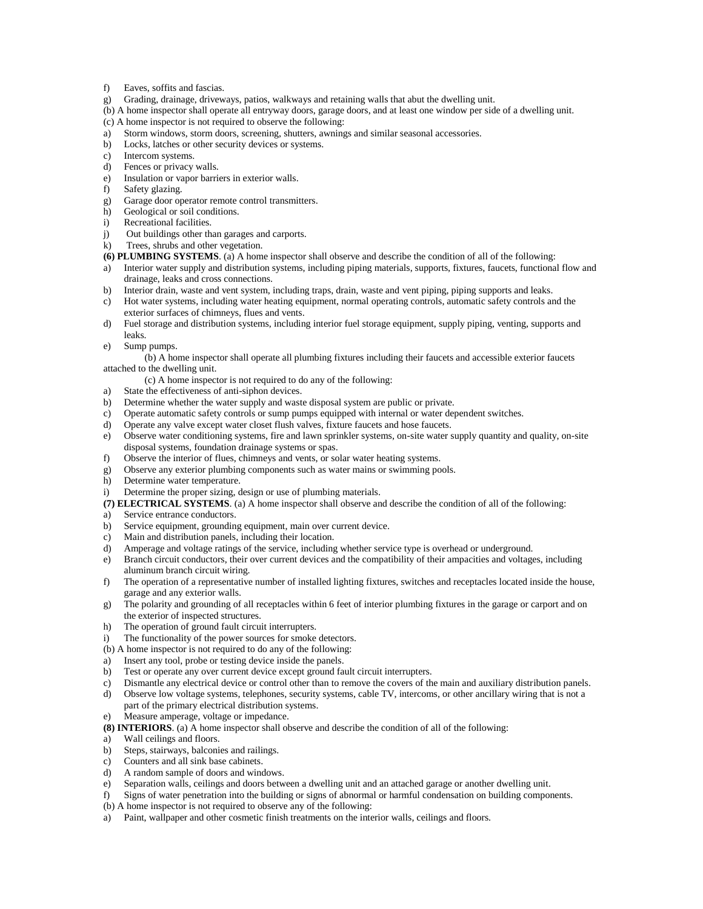f) Eaves, soffits and fascias.
g) Grading, drainage, driveways, patios, walkways and retaining walls that abut the dwelling unit.

(b) A home inspector shall operate all entryway doors, garage doors, and at least one window per side of a dwelling unit.

(c) A home inspector is not required to observe the following:

a) Storm windows, storm doors, screening, shutters, awnings and similar seasonal accessories.
b) Locks, latches or other security devices or systems.
c) Intercom systems.
d) Fences or privacy walls.
e) Insulation or vapor barriers in exterior walls.
f) Safety glazing.
g) Garage door operator remote control transmitters.
h) Geological or soil conditions.
i) Recreational facilities.
j) Out buildings other than garages and carports.
k) Trees, shrubs and other vegetation.

**(6) PLUMBING SYSTEMS**. (a) A home inspector shall observe and describe the condition of all of the following:

a) Interior water supply and distribution systems, including piping materials, supports, fixtures, faucets, functional flow and drainage, leaks and cross connections.
b) Interior drain, waste and vent system, including traps, drain, waste and vent piping, piping supports and leaks.
c) Hot water systems, including water heating equipment, normal operating controls, automatic safety controls and the exterior surfaces of chimneys, flues and vents.
d) Fuel storage and distribution systems, including interior fuel storage equipment, supply piping, venting, supports and leaks.
e) Sump pumps.

(b) A home inspector shall operate all plumbing fixtures including their faucets and accessible exterior faucets attached to the dwelling unit.

(c) A home inspector is not required to do any of the following:

a) State the effectiveness of anti-siphon devices.
b) Determine whether the water supply and waste disposal system are public or private.
c) Operate automatic safety controls or sump pumps equipped with internal or water dependent switches.
d) Operate any valve except water closet flush valves, fixture faucets and hose faucets.
e) Observe water conditioning systems, fire and lawn sprinkler systems, on-site water supply quantity and quality, on-site disposal systems, foundation drainage systems or spas.
f) Observe the interior of flues, chimneys and vents, or solar water heating systems.
g) Observe any exterior plumbing components such as water mains or swimming pools.
h) Determine water temperature.
i) Determine the proper sizing, design or use of plumbing materials.

**(7) ELECTRICAL SYSTEMS**. (a) A home inspector shall observe and describe the condition of all of the following:

a) Service entrance conductors.
b) Service equipment, grounding equipment, main over current device.
c) Main and distribution panels, including their location.
d) Amperage and voltage ratings of the service, including whether service type is overhead or underground.
e) Branch circuit conductors, their over current devices and the compatibility of their ampacities and voltages, including aluminum branch circuit wiring.
f) The operation of a representative number of installed lighting fixtures, switches and receptacles located inside the house, garage and any exterior walls.
g) The polarity and grounding of all receptacles within 6 feet of interior plumbing fixtures in the garage or carport and on the exterior of inspected structures.
h) The operation of ground fault circuit interrupters.
i) The functionality of the power sources for smoke detectors.

(b) A home inspector is not required to do any of the following:

a) Insert any tool, probe or testing device inside the panels.
b) Test or operate any over current device except ground fault circuit interrupters.
c) Dismantle any electrical device or control other than to remove the covers of the main and auxiliary distribution panels.
d) Observe low voltage systems, telephones, security systems, cable TV, intercoms, or other ancillary wiring that is not a part of the primary electrical distribution systems.
e) Measure amperage, voltage or impedance.

**(8) INTERIORS**. (a) A home inspector shall observe and describe the condition of all of the following:

a) Wall ceilings and floors.
b) Steps, stairways, balconies and railings.
c) Counters and all sink base cabinets.
d) A random sample of doors and windows.
e) Separation walls, ceilings and doors between a dwelling unit and an attached garage or another dwelling unit.
f) Signs of water penetration into the building or signs of abnormal or harmful condensation on building components.

(b) A home inspector is not required to observe any of the following:

a) Paint, wallpaper and other cosmetic finish treatments on the interior walls, ceilings and floors.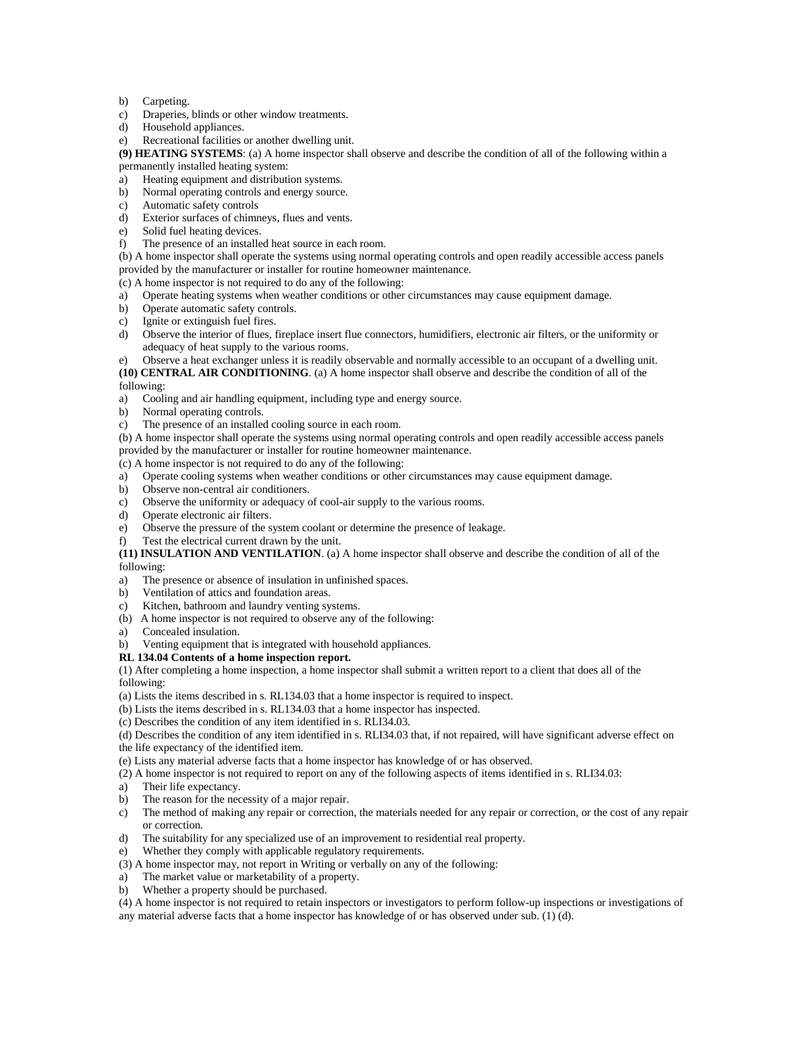b) Carpeting.
c) Draperies, blinds or other window treatments.
d) Household appliances.
e) Recreational facilities or another dwelling unit.

**(9) HEATING SYSTEMS**: (a) A home inspector shall observe and describe the condition of all of the following within a permanently installed heating system:

a) Heating equipment and distribution systems.
b) Normal operating controls and energy source.
c) Automatic safety controls
d) Exterior surfaces of chimneys, flues and vents.
e) Solid fuel heating devices.
f) The presence of an installed heat source in each room.

(b) A home inspector shall operate the systems using normal operating controls and open readily accessible access panels provided by the manufacturer or installer for routine homeowner maintenance.

(c) A home inspector is not required to do any of the following:

a) Operate heating systems when weather conditions or other circumstances may cause equipment damage.
b) Operate automatic safety controls.
c) Ignite or extinguish fuel fires.
d) Observe the interior of flues, fireplace insert flue connectors, humidifiers, electronic air filters, or the uniformity or adequacy of heat supply to the various rooms.
e) Observe a heat exchanger unless it is readily observable and normally accessible to an occupant of a dwelling unit.

**(10) CENTRAL AIR CONDITIONING**. (a) A home inspector shall observe and describe the condition of all of the following:

a) Cooling and air handling equipment, including type and energy source.
b) Normal operating controls.
c) The presence of an installed cooling source in each room.

(b) A home inspector shall operate the systems using normal operating controls and open readily accessible access panels provided by the manufacturer or installer for routine homeowner maintenance.

(c) A home inspector is not required to do any of the following:

a) Operate cooling systems when weather conditions or other circumstances may cause equipment damage.
b) Observe non-central air conditioners.
c) Observe the uniformity or adequacy of cool-air supply to the various rooms.
d) Operate electronic air filters.
e) Observe the pressure of the system coolant or determine the presence of leakage.
f) Test the electrical current drawn by the unit.

**(11) INSULATION AND VENTILATION**. (a) A home inspector shall observe and describe the condition of all of the following:

a) The presence or absence of insulation in unfinished spaces.
b) Ventilation of attics and foundation areas.
c) Kitchen, bathroom and laundry venting systems.

(b) A home inspector is not required to observe any of the following:

a) Concealed insulation.
b) Venting equipment that is integrated with household appliances.

**RL 134.04 Contents of a home inspection report.**

(1) After completing a home inspection, a home inspector shall submit a written report to a client that does all of the following:

(a) Lists the items described in s. RL134.03 that a home inspector is required to inspect.

(b) Lists the items described in s. RL134.03 that a home inspector has inspected.

(c) Describes the condition of any item identified in s. RLI34.03.

(d) Describes the condition of any item identified in s. RLI34.03 that, if not repaired, will have significant adverse effect on the life expectancy of the identified item.

(e) Lists any material adverse facts that a home inspector has knowledge of or has observed.

(2) A home inspector is not required to report on any of the following aspects of items identified in s. RLI34.03:

a) Their life expectancy.
b) The reason for the necessity of a major repair.
c) The method of making any repair or correction, the materials needed for any repair or correction, or the cost of any repair or correction.
d) The suitability for any specialized use of an improvement to residential real property.
e) Whether they comply with applicable regulatory requirements.

(3) A home inspector may, not report in Writing or verbally on any of the following:

a) The market value or marketability of a property.
b) Whether a property should be purchased.

(4) A home inspector is not required to retain inspectors or investigators to perform follow-up inspections or investigations of any material adverse facts that a home inspector has knowledge of or has observed under sub. (1) (d).